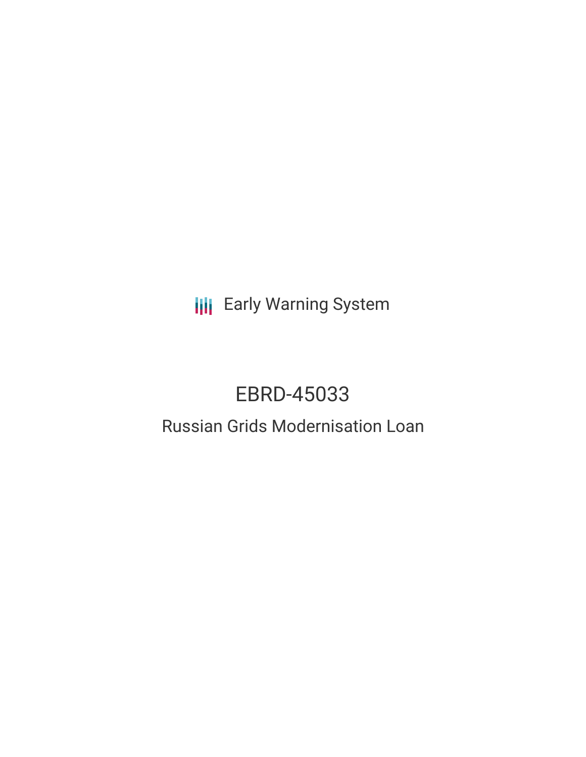Early Warning System

# EBRD-45033

## Russian Grids Modernisation Loan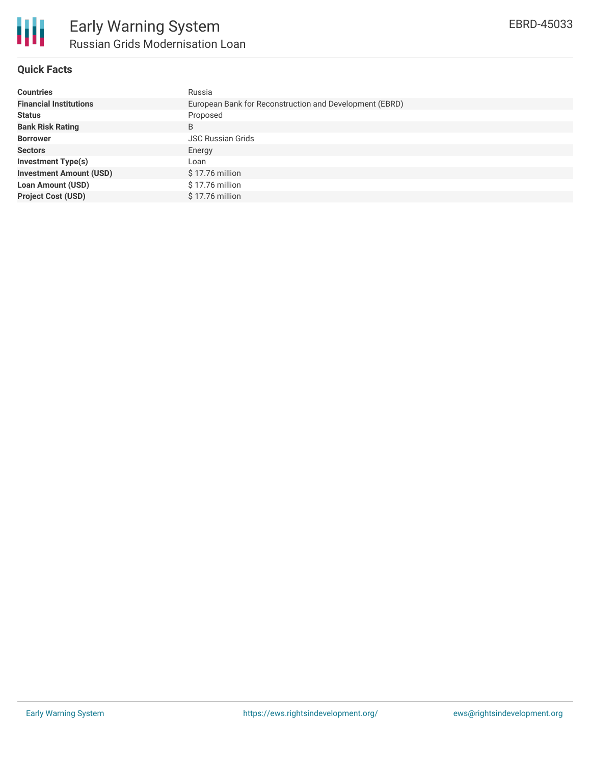# Early Warning System

## Russian Grids Modernisation Loan

EBRD-45033

### Quick Facts

| | |
|---|---|
| **Countries** | Russia |
| **Financial Institutions** | European Bank for Reconstruction and Development (EBRD) |
| **Status** | Proposed |
| **Bank Risk Rating** | B |
| **Borrower** | JSC Russian Grids |
| **Sectors** | Energy |
| **Investment Type(s)** | Loan |
| **Investment Amount (USD)** | $ 17.76 million |
| **Loan Amount (USD)** | $ 17.76 million |
| **Project Cost (USD)** | $ 17.76 million |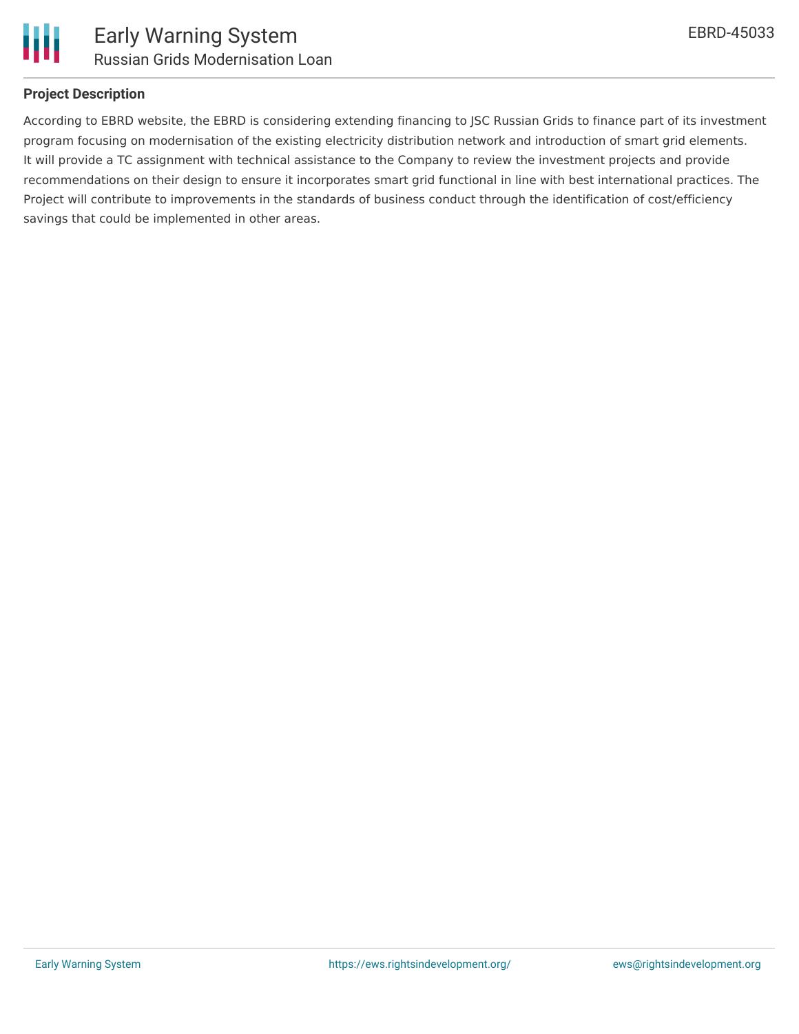## Project Description

According to EBRD website, the EBRD is considering extending financing to JSC Russian Grids to finance part of its investment program focusing on modernisation of the existing electricity distribution network and introduction of smart grid elements. It will provide a TC assignment with technical assistance to the Company to review the investment projects and provide recommendations on their design to ensure it incorporates smart grid functional in line with best international practices. The Project will contribute to improvements in the standards of business conduct through the identification of cost/efficiency savings that could be implemented in other areas.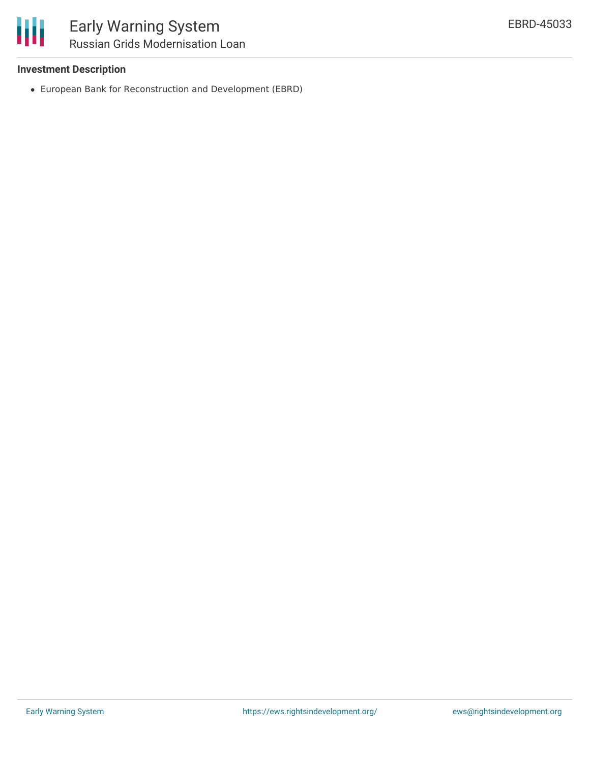### Investment Description

- European Bank for Reconstruction and Development (EBRD)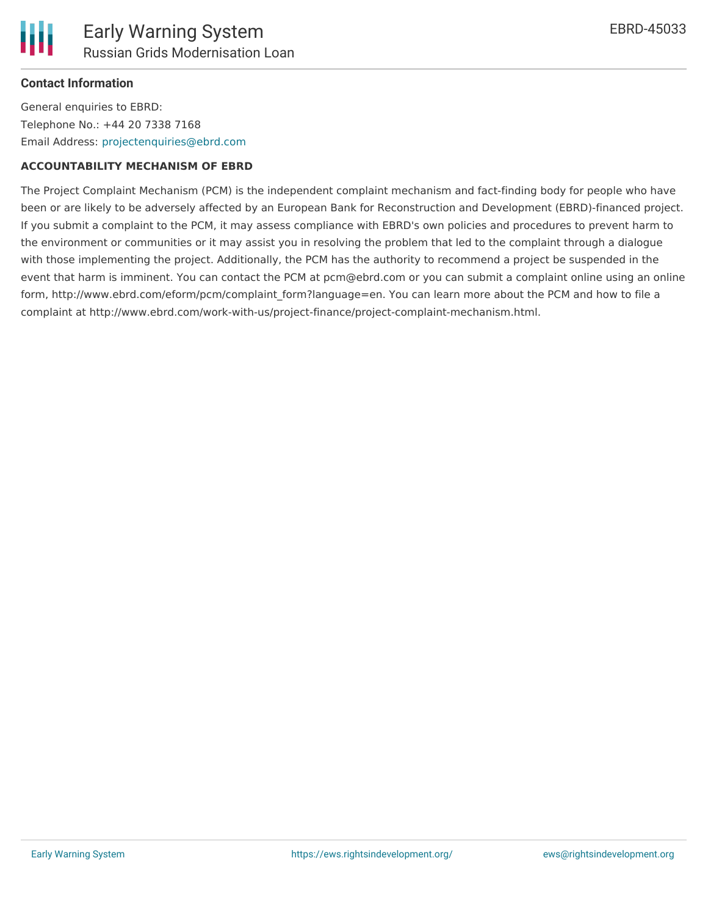**Contact Information**

General enquiries to EBRD:
Telephone No.: +44 20 7338 7168
Email Address: projectenquiries@ebrd.com

**ACCOUNTABILITY MECHANISM OF EBRD**

The Project Complaint Mechanism (PCM) is the independent complaint mechanism and fact-finding body for people who have been or are likely to be adversely affected by an European Bank for Reconstruction and Development (EBRD)-financed project. If you submit a complaint to the PCM, it may assess compliance with EBRD's own policies and procedures to prevent harm to the environment or communities or it may assist you in resolving the problem that led to the complaint through a dialogue with those implementing the project. Additionally, the PCM has the authority to recommend a project be suspended in the event that harm is imminent. You can contact the PCM at pcm@ebrd.com or you can submit a complaint online using an online form, http://www.ebrd.com/eform/pcm/complaint_form?language=en. You can learn more about the PCM and how to file a complaint at http://www.ebrd.com/work-with-us/project-finance/project-complaint-mechanism.html.